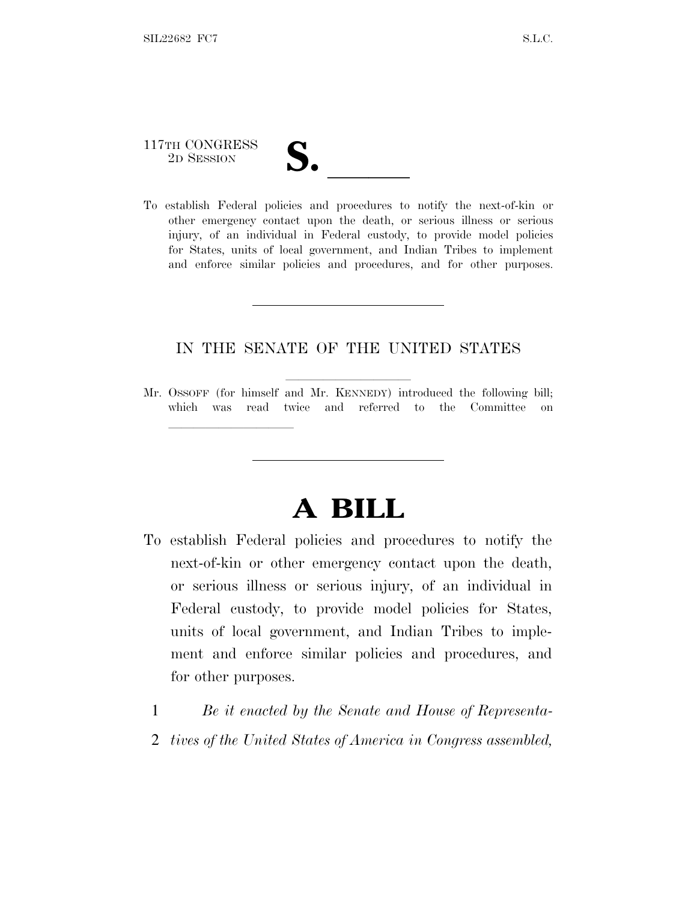117TH CONGRESS
2D SESSION

# S. \_\_\_\_\_\_

To establish Federal policies and procedures to notify the next-of-kin or other emergency contact upon the death, or serious illness or serious injury, of an individual in Federal custody, to provide model policies for States, units of local government, and Indian Tribes to implement and enforce similar policies and procedures, and for other purposes.

---

IN THE SENATE OF THE UNITED STATES

Mr. OSSOFF (for himself and Mr. KENNEDY) introduced the following bill; which was read twice and referred to the Committee on \_\_\_\_\_\_\_\_\_\_\_\_\_\_\_\_

---

# A BILL

To establish Federal policies and procedures to notify the next-of-kin or other emergency contact upon the death, or serious illness or serious injury, of an individual in Federal custody, to provide model policies for States, units of local government, and Indian Tribes to implement and enforce similar policies and procedures, and for other purposes.

1 *Be it enacted by the Senate and House of Representa-*
2 *tives of the United States of America in Congress assembled,*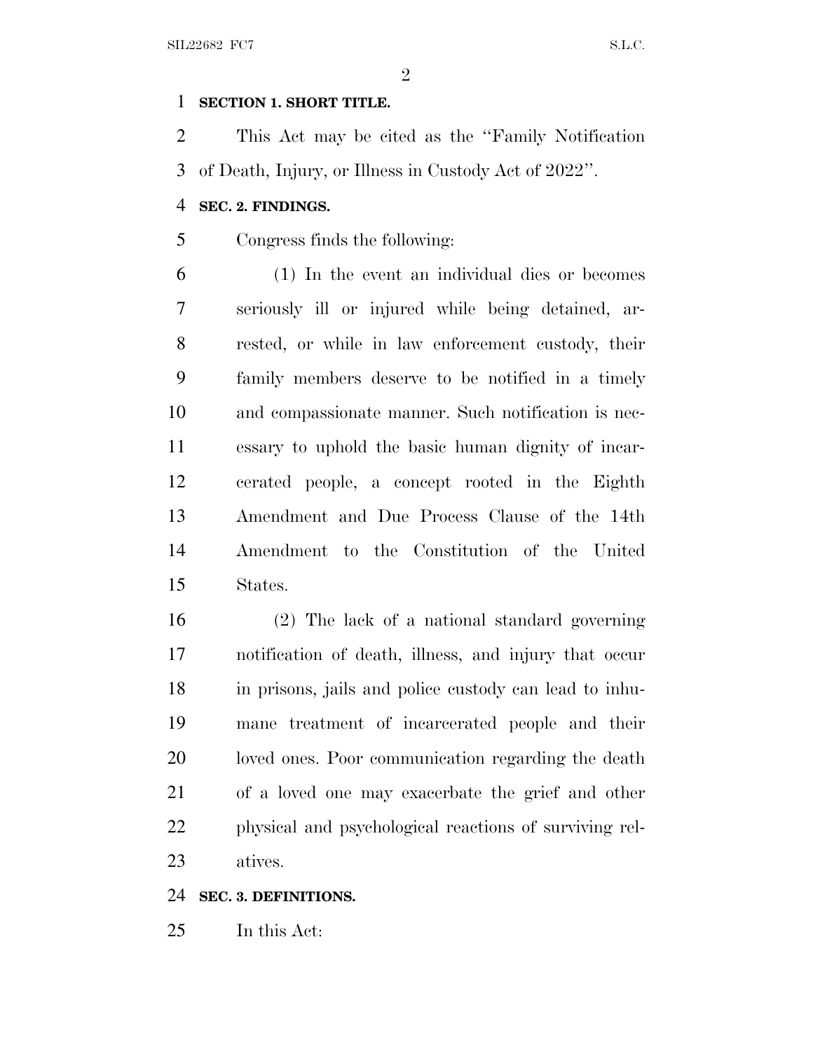**SECTION 1. SHORT TITLE.**

This Act may be cited as the "Family Notification of Death, Injury, or Illness in Custody Act of 2022".

**SEC. 2. FINDINGS.**

Congress finds the following:

(1) In the event an individual dies or becomes seriously ill or injured while being detained, arrested, or while in law enforcement custody, their family members deserve to be notified in a timely and compassionate manner. Such notification is necessary to uphold the basic human dignity of incarcerated people, a concept rooted in the Eighth Amendment and Due Process Clause of the 14th Amendment to the Constitution of the United States.

(2) The lack of a national standard governing notification of death, illness, and injury that occur in prisons, jails and police custody can lead to inhumane treatment of incarcerated people and their loved ones. Poor communication regarding the death of a loved one may exacerbate the grief and other physical and psychological reactions of surviving relatives.

**SEC. 3. DEFINITIONS.**

In this Act: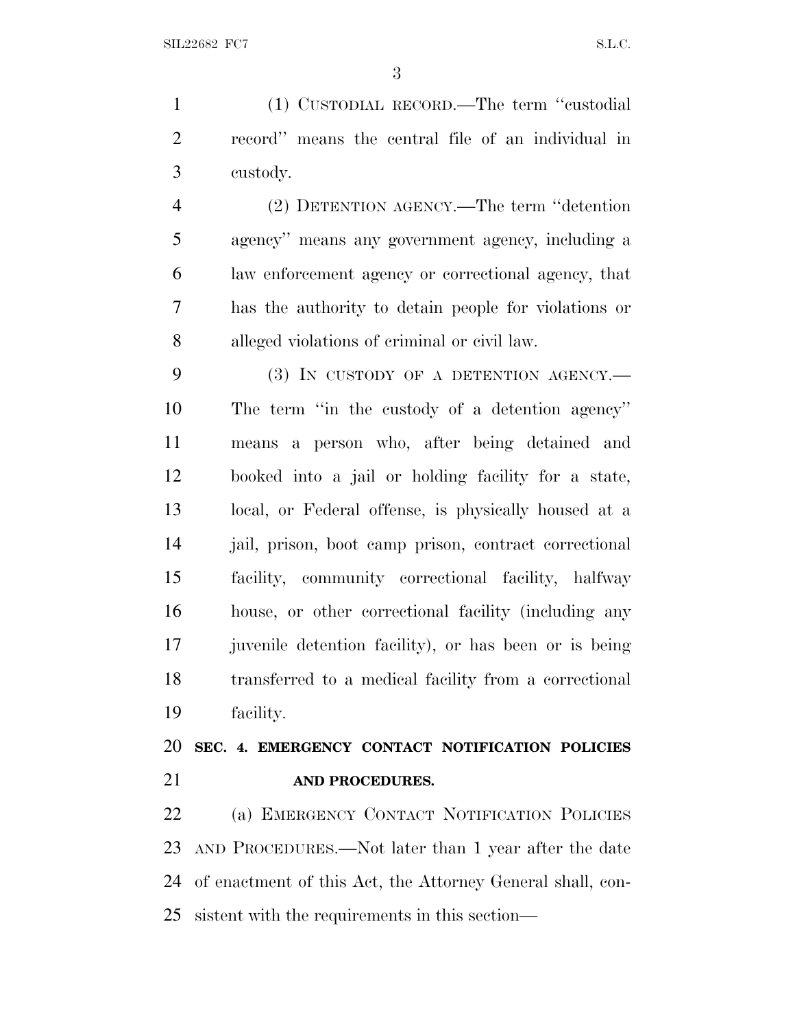(1) CUSTODIAL RECORD.—The term ''custodial record'' means the central file of an individual in custody.

(2) DETENTION AGENCY.—The term ''detention agency'' means any government agency, including a law enforcement agency or correctional agency, that has the authority to detain people for violations or alleged violations of criminal or civil law.

(3) IN CUSTODY OF A DETENTION AGENCY.—The term ''in the custody of a detention agency'' means a person who, after being detained and booked into a jail or holding facility for a state, local, or Federal offense, is physically housed at a jail, prison, boot camp prison, contract correctional facility, community correctional facility, halfway house, or other correctional facility (including any juvenile detention facility), or has been or is being transferred to a medical facility from a correctional facility.

## SEC. 4. EMERGENCY CONTACT NOTIFICATION POLICIES AND PROCEDURES.

(a) EMERGENCY CONTACT NOTIFICATION POLICIES AND PROCEDURES.—Not later than 1 year after the date of enactment of this Act, the Attorney General shall, consistent with the requirements in this section—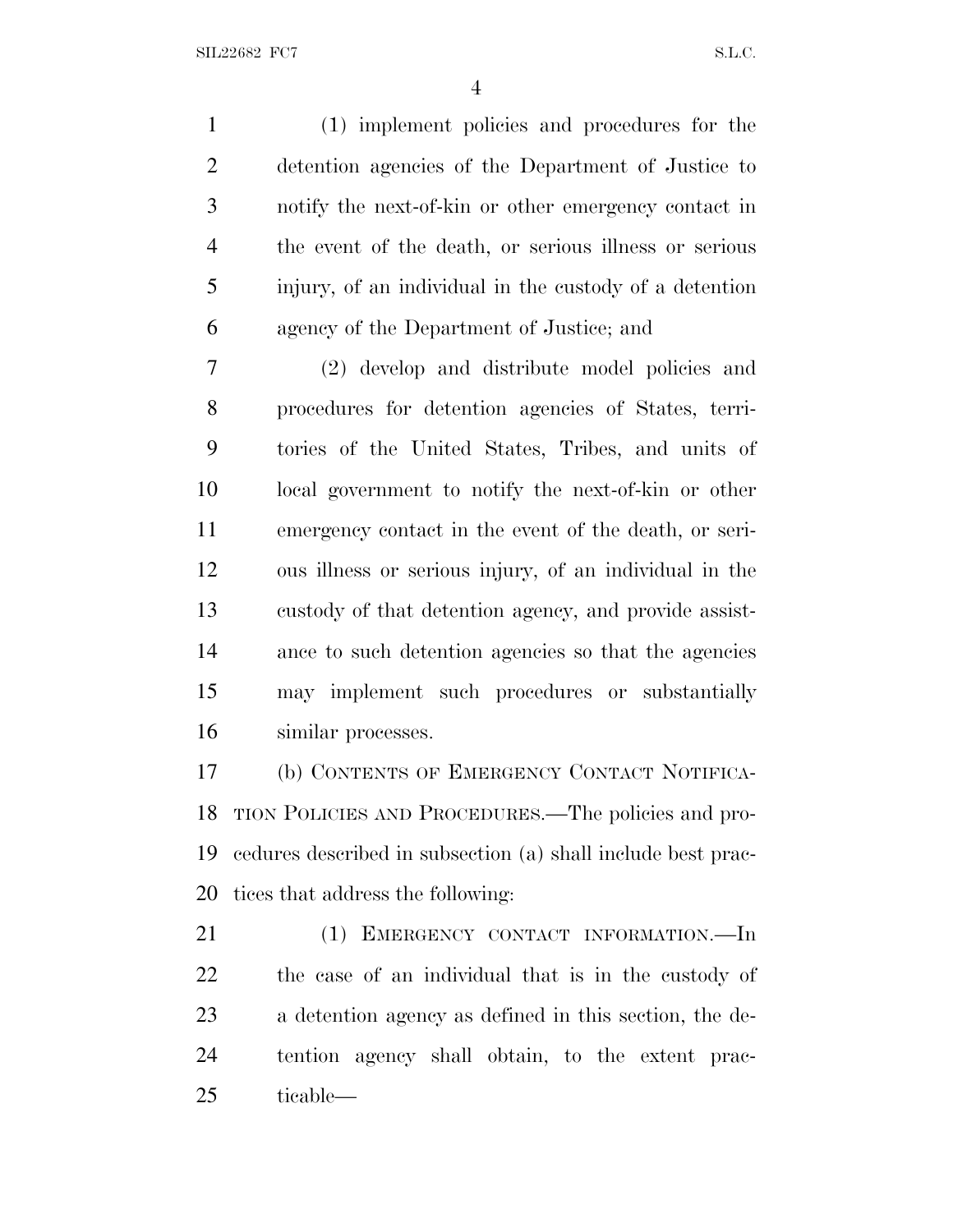(1) implement policies and procedures for the detention agencies of the Department of Justice to notify the next-of-kin or other emergency contact in the event of the death, or serious illness or serious injury, of an individual in the custody of a detention agency of the Department of Justice; and

(2) develop and distribute model policies and procedures for detention agencies of States, territories of the United States, Tribes, and units of local government to notify the next-of-kin or other emergency contact in the event of the death, or serious illness or serious injury, of an individual in the custody of that detention agency, and provide assistance to such detention agencies so that the agencies may implement such procedures or substantially similar processes.

(b) CONTENTS OF EMERGENCY CONTACT NOTIFICATION POLICIES AND PROCEDURES.—The policies and procedures described in subsection (a) shall include best practices that address the following:

(1) EMERGENCY CONTACT INFORMATION.—In the case of an individual that is in the custody of a detention agency as defined in this section, the detention agency shall obtain, to the extent practicable—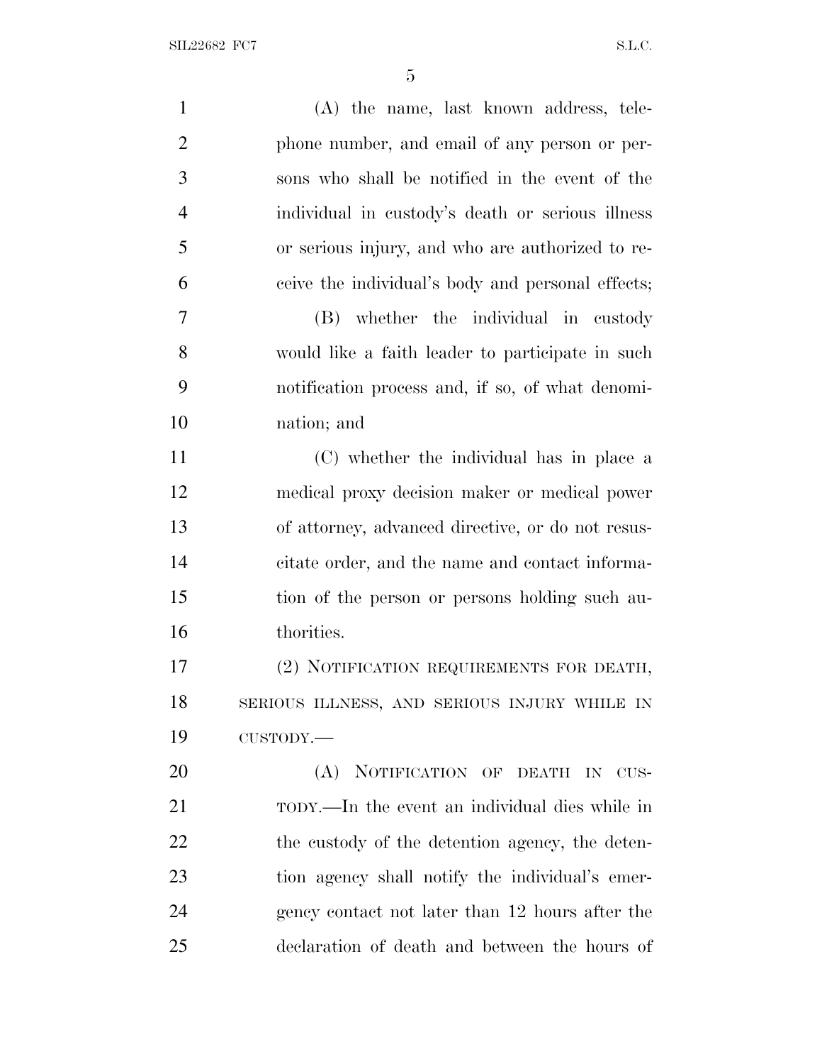(A) the name, last known address, telephone number, and email of any person or persons who shall be notified in the event of the individual in custody's death or serious illness or serious injury, and who are authorized to receive the individual's body and personal effects;

(B) whether the individual in custody would like a faith leader to participate in such notification process and, if so, of what denomination; and

(C) whether the individual has in place a medical proxy decision maker or medical power of attorney, advanced directive, or do not resuscitate order, and the name and contact information of the person or persons holding such authorities.

(2) NOTIFICATION REQUIREMENTS FOR DEATH, SERIOUS ILLNESS, AND SERIOUS INJURY WHILE IN CUSTODY.—

(A) NOTIFICATION OF DEATH IN CUSTODY.—In the event an individual dies while in the custody of the detention agency, the detention agency shall notify the individual's emergency contact not later than 12 hours after the declaration of death and between the hours of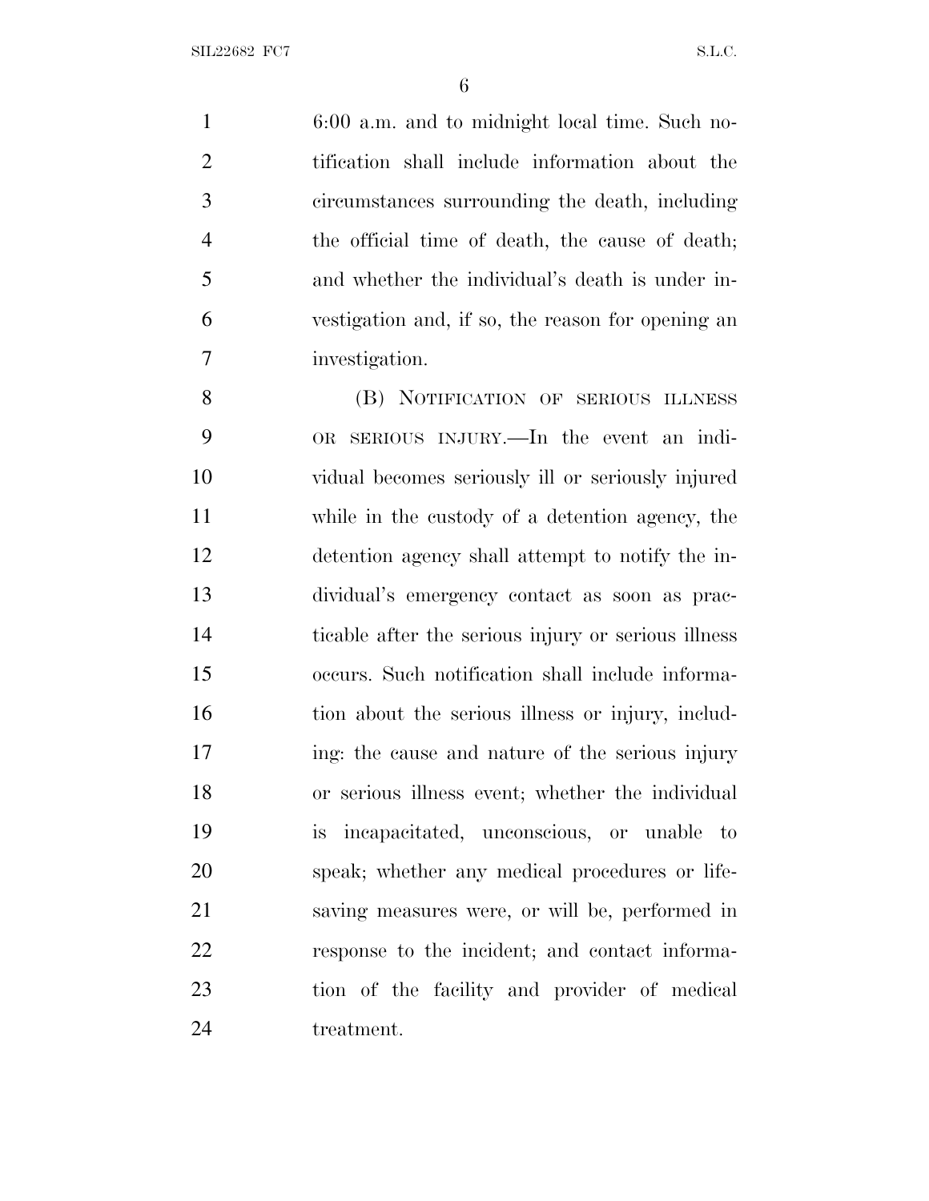6:00 a.m. and to midnight local time. Such notification shall include information about the circumstances surrounding the death, including the official time of death, the cause of death; and whether the individual's death is under investigation and, if so, the reason for opening an investigation.

(B) NOTIFICATION OF SERIOUS ILLNESS OR SERIOUS INJURY.—In the event an individual becomes seriously ill or seriously injured while in the custody of a detention agency, the detention agency shall attempt to notify the individual's emergency contact as soon as practicable after the serious injury or serious illness occurs. Such notification shall include information about the serious illness or injury, including: the cause and nature of the serious injury or serious illness event; whether the individual is incapacitated, unconscious, or unable to speak; whether any medical procedures or life-saving measures were, or will be, performed in response to the incident; and contact information of the facility and provider of medical treatment.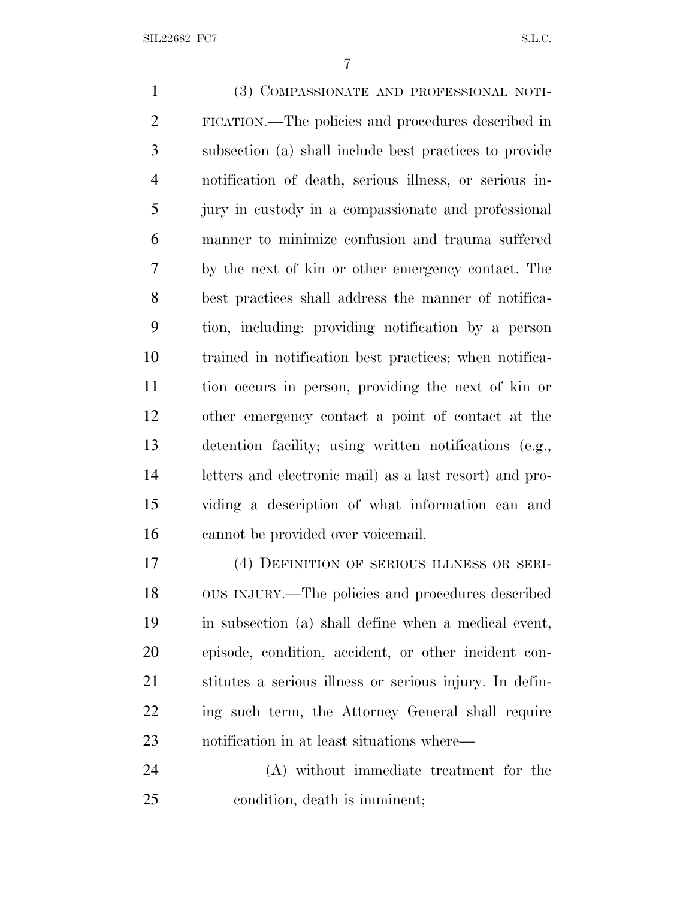(3) COMPASSIONATE AND PROFESSIONAL NOTIFICATION.—The policies and procedures described in subsection (a) shall include best practices to provide notification of death, serious illness, or serious injury in custody in a compassionate and professional manner to minimize confusion and trauma suffered by the next of kin or other emergency contact. The best practices shall address the manner of notification, including: providing notification by a person trained in notification best practices; when notification occurs in person, providing the next of kin or other emergency contact a point of contact at the detention facility; using written notifications (e.g., letters and electronic mail) as a last resort) and providing a description of what information can and cannot be provided over voicemail.

(4) DEFINITION OF SERIOUS ILLNESS OR SERIOUS INJURY.—The policies and procedures described in subsection (a) shall define when a medical event, episode, condition, accident, or other incident constitutes a serious illness or serious injury. In defining such term, the Attorney General shall require notification in at least situations where—

(A) without immediate treatment for the condition, death is imminent;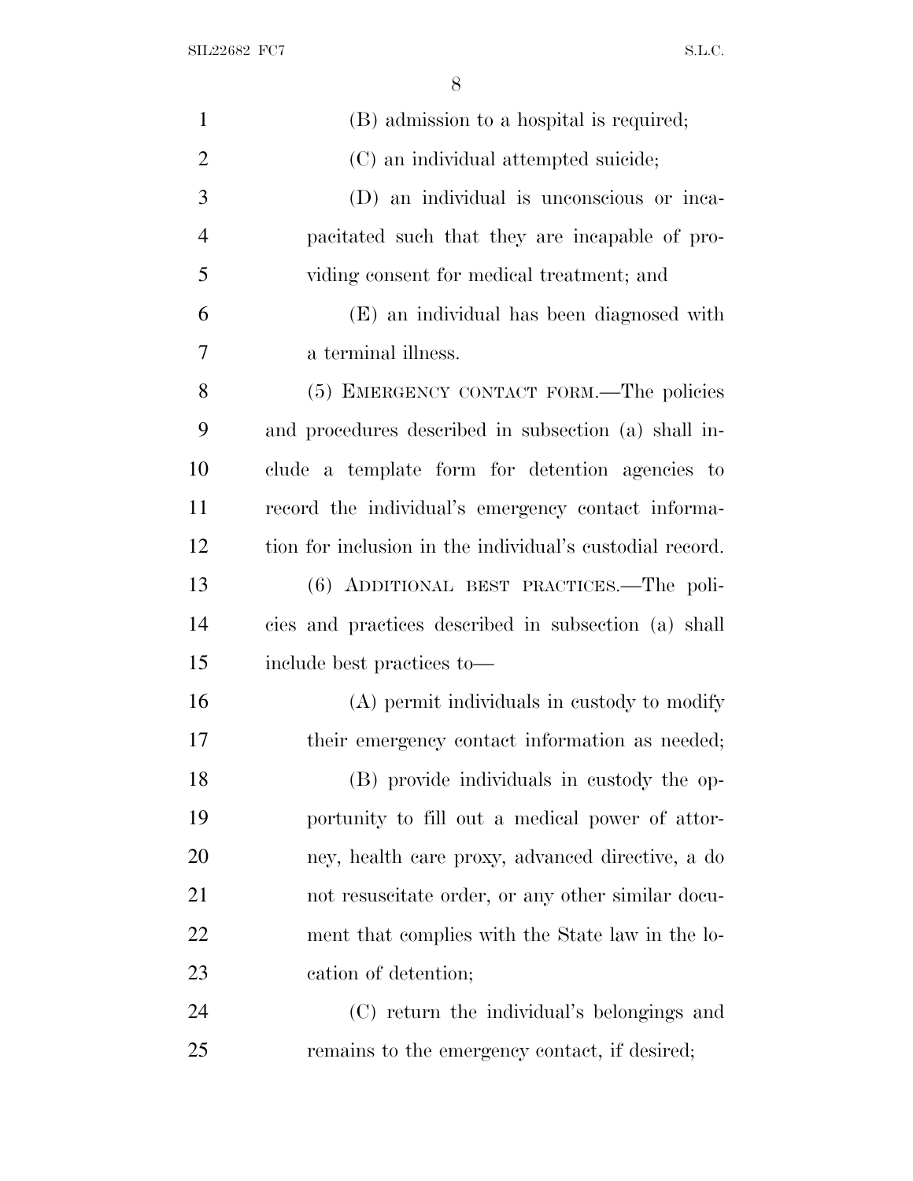(B) admission to a hospital is required;

(C) an individual attempted suicide;

(D) an individual is unconscious or incapacitated such that they are incapable of providing consent for medical treatment; and

(E) an individual has been diagnosed with a terminal illness.

(5) EMERGENCY CONTACT FORM.—The policies and procedures described in subsection (a) shall include a template form for detention agencies to record the individual's emergency contact information for inclusion in the individual's custodial record.

(6) ADDITIONAL BEST PRACTICES.—The policies and practices described in subsection (a) shall include best practices to—

(A) permit individuals in custody to modify their emergency contact information as needed;

(B) provide individuals in custody the opportunity to fill out a medical power of attorney, health care proxy, advanced directive, a do not resuscitate order, or any other similar document that complies with the State law in the location of detention;

(C) return the individual's belongings and remains to the emergency contact, if desired;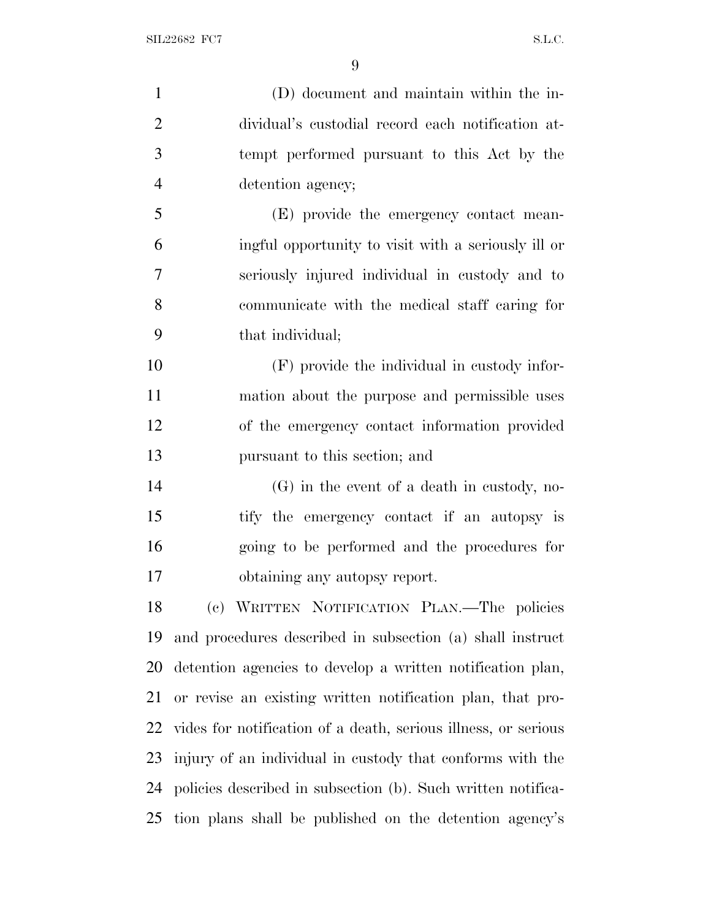(D) document and maintain within the individual's custodial record each notification attempt performed pursuant to this Act by the detention agency;

(E) provide the emergency contact meaningful opportunity to visit with a seriously ill or seriously injured individual in custody and to communicate with the medical staff caring for that individual;

(F) provide the individual in custody information about the purpose and permissible uses of the emergency contact information provided pursuant to this section; and

(G) in the event of a death in custody, notify the emergency contact if an autopsy is going to be performed and the procedures for obtaining any autopsy report.

(c) WRITTEN NOTIFICATION PLAN.—The policies and procedures described in subsection (a) shall instruct detention agencies to develop a written notification plan, or revise an existing written notification plan, that provides for notification of a death, serious illness, or serious injury of an individual in custody that conforms with the policies described in subsection (b). Such written notification plans shall be published on the detention agency's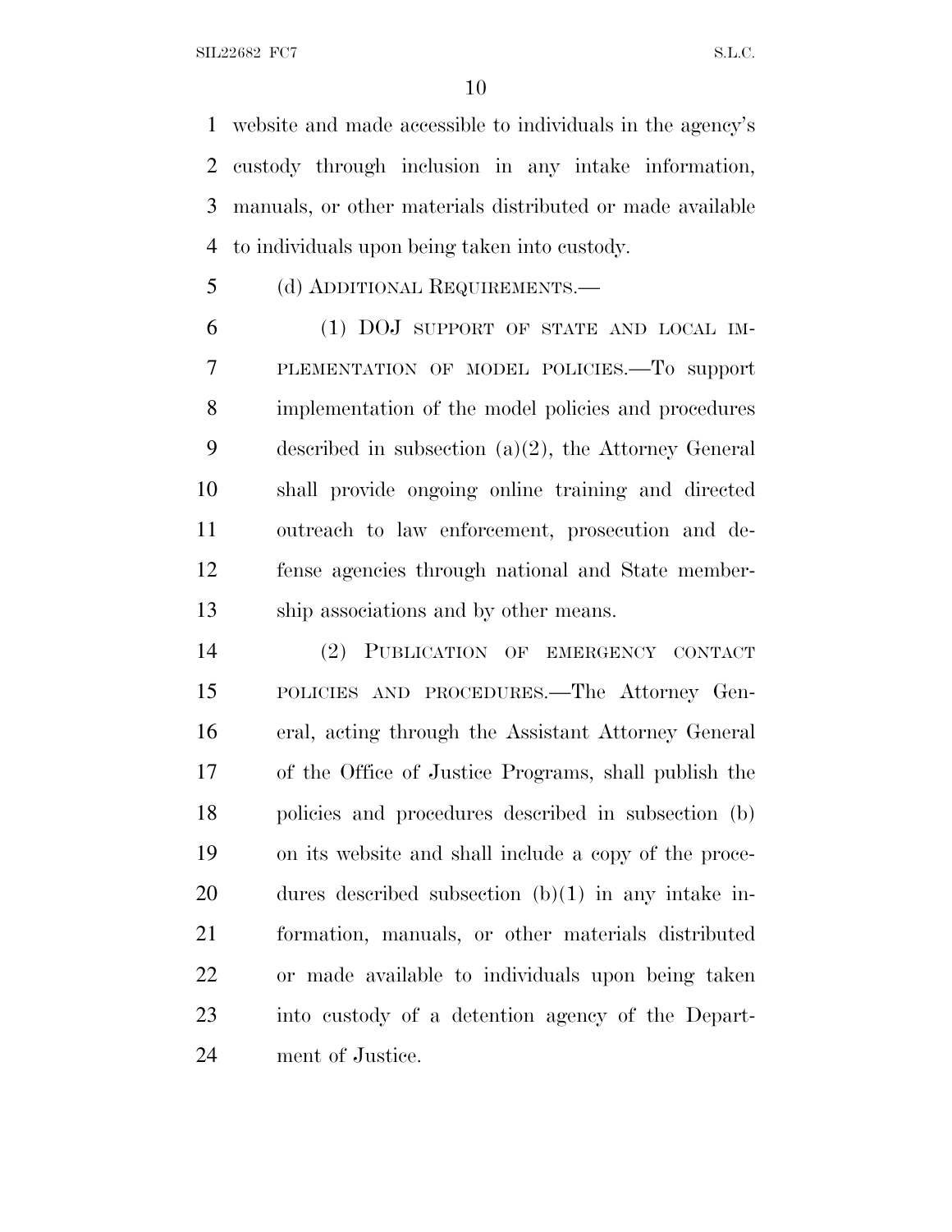website and made accessible to individuals in the agency's custody through inclusion in any intake information, manuals, or other materials distributed or made available to individuals upon being taken into custody.

(d) ADDITIONAL REQUIREMENTS.—

(1) DOJ SUPPORT OF STATE AND LOCAL IMPLEMENTATION OF MODEL POLICIES.—To support implementation of the model policies and procedures described in subsection (a)(2), the Attorney General shall provide ongoing online training and directed outreach to law enforcement, prosecution and defense agencies through national and State membership associations and by other means.

(2) PUBLICATION OF EMERGENCY CONTACT POLICIES AND PROCEDURES.—The Attorney General, acting through the Assistant Attorney General of the Office of Justice Programs, shall publish the policies and procedures described in subsection (b) on its website and shall include a copy of the procedures described subsection (b)(1) in any intake information, manuals, or other materials distributed or made available to individuals upon being taken into custody of a detention agency of the Department of Justice.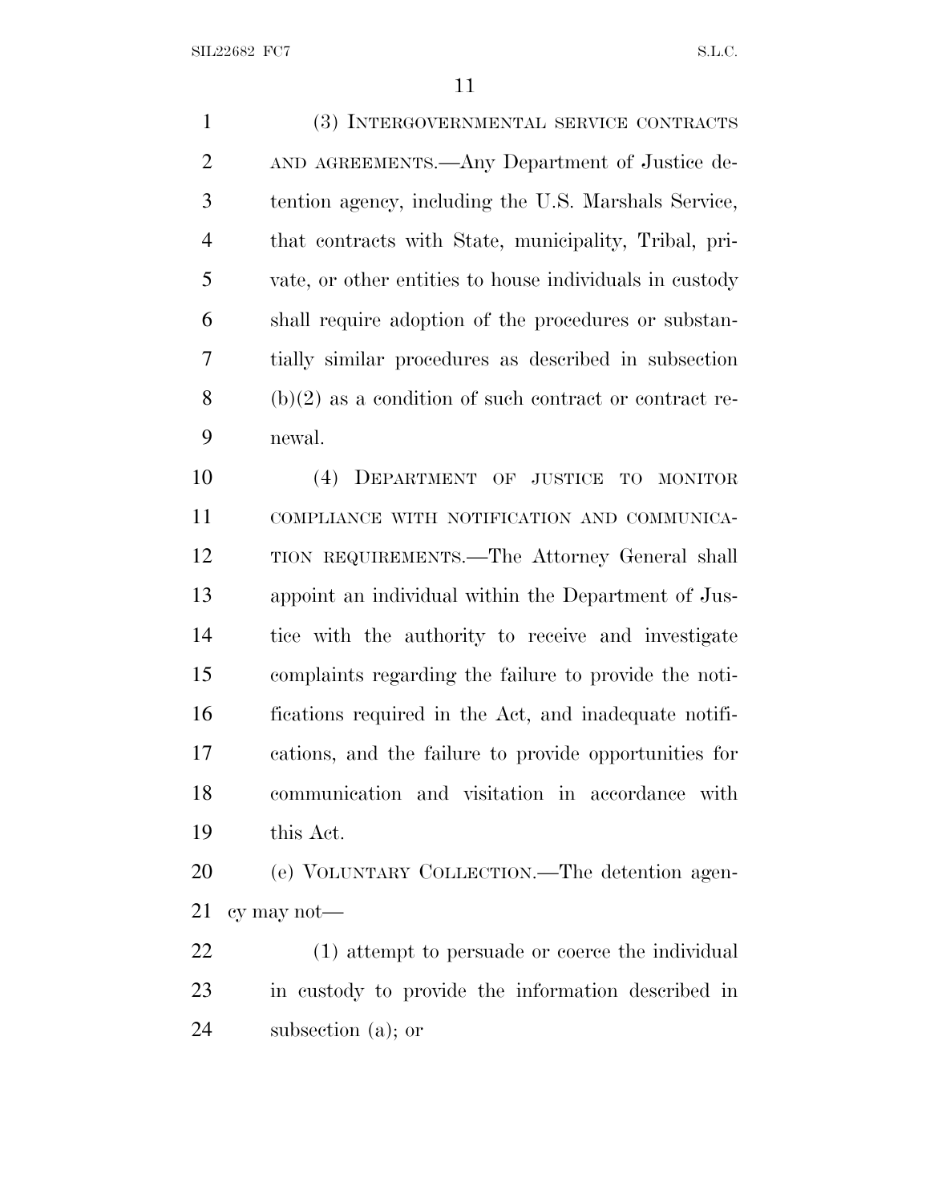(3) INTERGOVERNMENTAL SERVICE CONTRACTS AND AGREEMENTS.—Any Department of Justice detention agency, including the U.S. Marshals Service, that contracts with State, municipality, Tribal, private, or other entities to house individuals in custody shall require adoption of the procedures or substantially similar procedures as described in subsection (b)(2) as a condition of such contract or contract renewal.

(4) DEPARTMENT OF JUSTICE TO MONITOR COMPLIANCE WITH NOTIFICATION AND COMMUNICATION REQUIREMENTS.—The Attorney General shall appoint an individual within the Department of Justice with the authority to receive and investigate complaints regarding the failure to provide the notifications required in the Act, and inadequate notifications, and the failure to provide opportunities for communication and visitation in accordance with this Act.

(e) VOLUNTARY COLLECTION.—The detention agency may not—

(1) attempt to persuade or coerce the individual in custody to provide the information described in subsection (a); or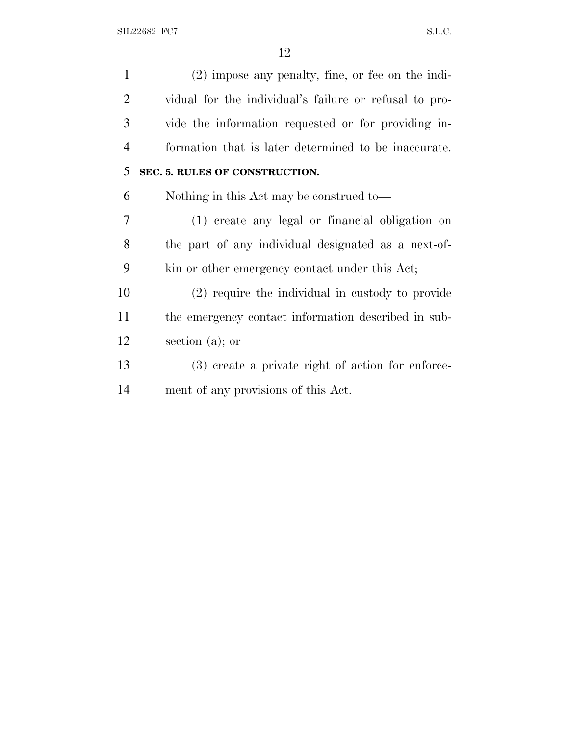(2) impose any penalty, fine, or fee on the individual for the individual's failure or refusal to provide the information requested or for providing information that is later determined to be inaccurate.

**SEC. 5. RULES OF CONSTRUCTION.**

Nothing in this Act may be construed to—

(1) create any legal or financial obligation on the part of any individual designated as a next-of-kin or other emergency contact under this Act;

(2) require the individual in custody to provide the emergency contact information described in subsection (a); or

(3) create a private right of action for enforcement of any provisions of this Act.